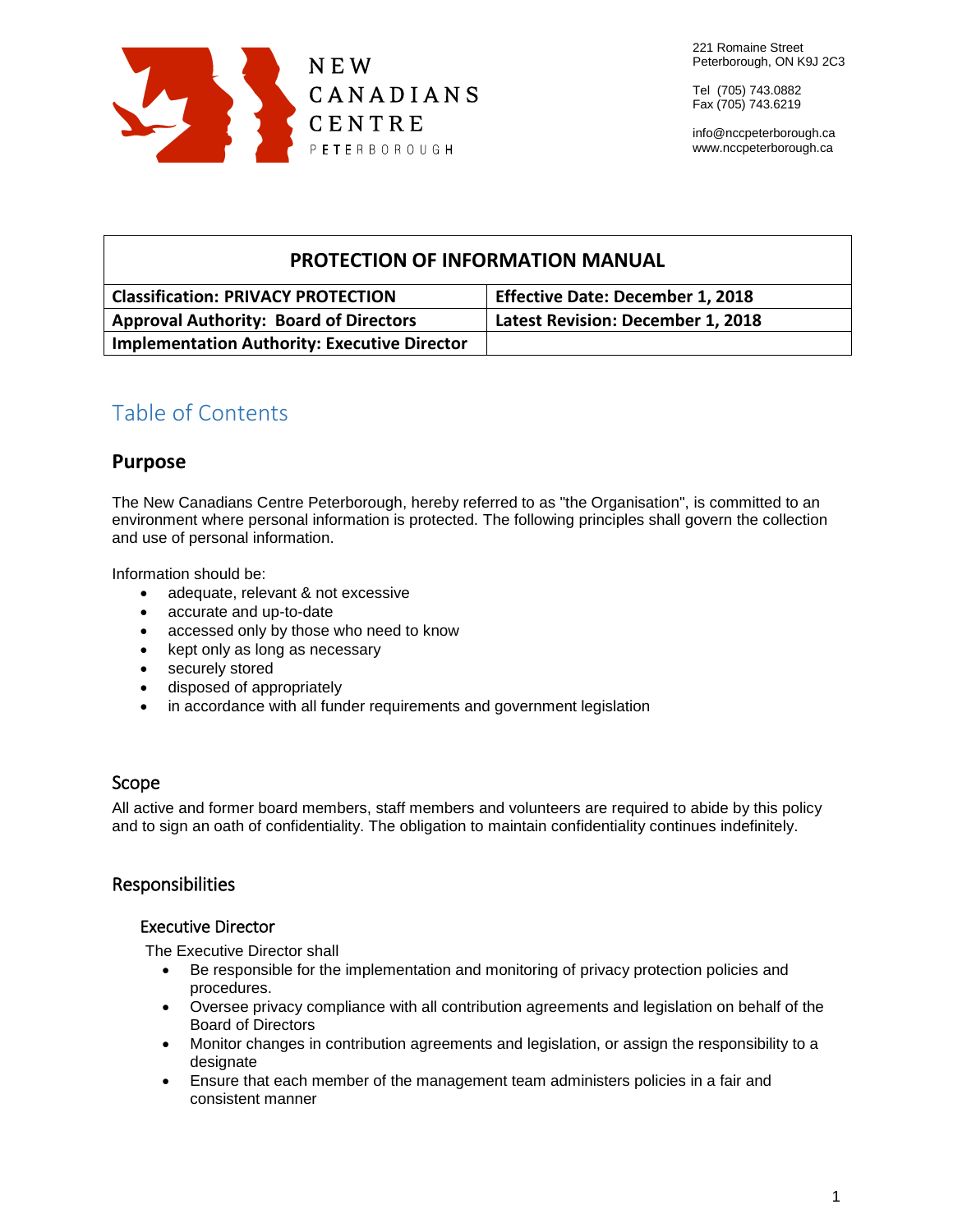NEW CANADIANS CENTRE PETERBOROUGH

221 Romaine Street
Peterborough, ON K9J 2C3

Tel (705) 743.0882
Fax (705) 743.6219

info@nccpeterborough.ca
www.nccpeterborough.ca

| PROTECTION OF INFORMATION MANUAL | |
|---|---|
| **Classification: PRIVACY PROTECTION** | **Effective Date: December 1, 2018** |
| **Approval Authority: Board of Directors** | **Latest Revision: December 1, 2018** |
| **Implementation Authority: Executive Director** | |

# Table of Contents

## Purpose

The New Canadians Centre Peterborough, hereby referred to as "the Organisation", is committed to an environment where personal information is protected. The following principles shall govern the collection and use of personal information.

Information should be:

- adequate, relevant & not excessive
- accurate and up-to-date
- accessed only by those who need to know
- kept only as long as necessary
- securely stored
- disposed of appropriately
- in accordance with all funder requirements and government legislation

## Scope

All active and former board members, staff members and volunteers are required to abide by this policy and to sign an oath of confidentiality. The obligation to maintain confidentiality continues indefinitely.

## Responsibilities

### Executive Director

The Executive Director shall

- Be responsible for the implementation and monitoring of privacy protection policies and procedures.
- Oversee privacy compliance with all contribution agreements and legislation on behalf of the Board of Directors
- Monitor changes in contribution agreements and legislation, or assign the responsibility to a designate
- Ensure that each member of the management team administers policies in a fair and consistent manner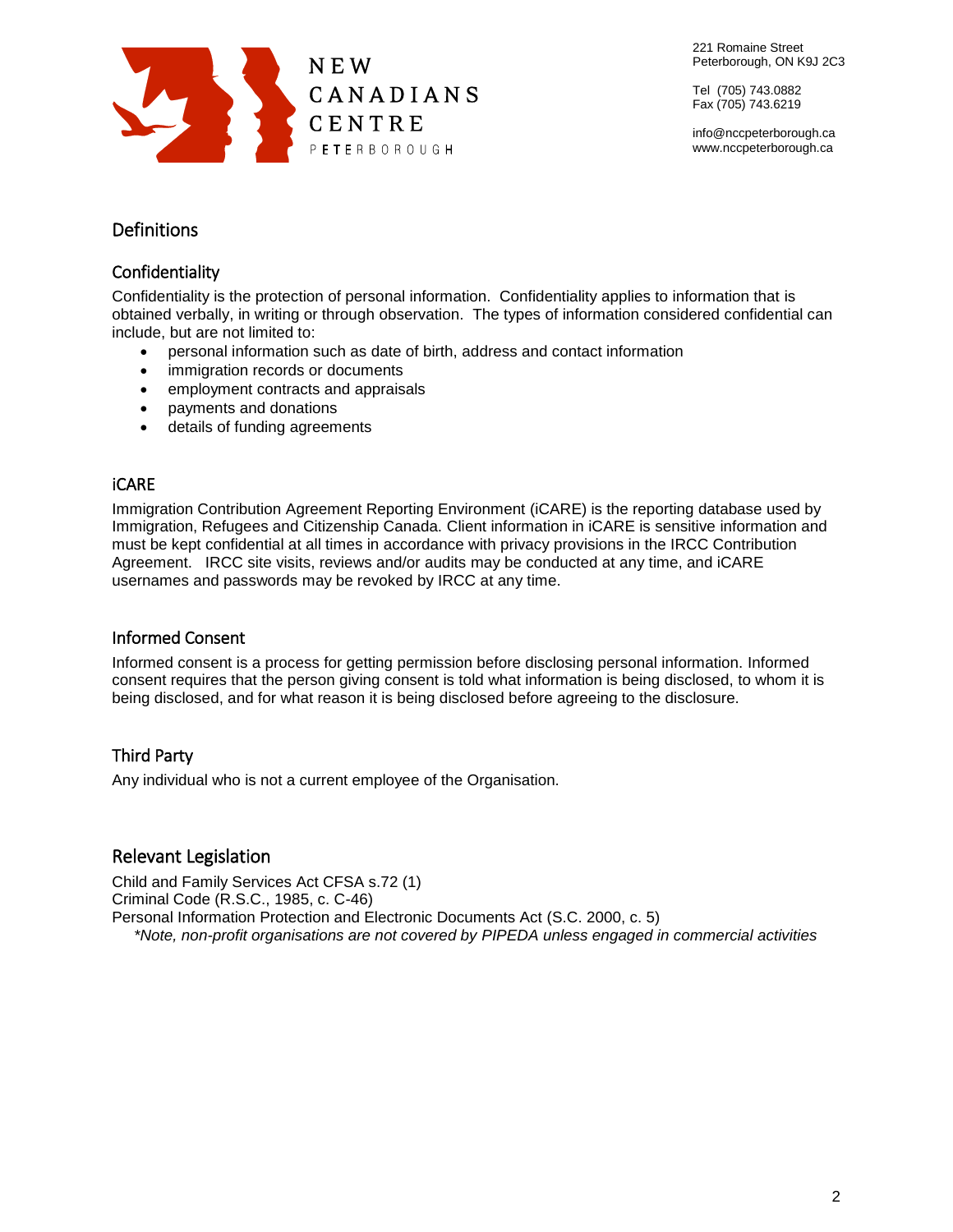## Definitions

### Confidentiality

Confidentiality is the protection of personal information. Confidentiality applies to information that is obtained verbally, in writing or through observation. The types of information considered confidential can include, but are not limited to:

- personal information such as date of birth, address and contact information
- immigration records or documents
- employment contracts and appraisals
- payments and donations
- details of funding agreements

### iCARE

Immigration Contribution Agreement Reporting Environment (iCARE) is the reporting database used by Immigration, Refugees and Citizenship Canada. Client information in iCARE is sensitive information and must be kept confidential at all times in accordance with privacy provisions in the IRCC Contribution Agreement. IRCC site visits, reviews and/or audits may be conducted at any time, and iCARE usernames and passwords may be revoked by IRCC at any time.

### Informed Consent

Informed consent is a process for getting permission before disclosing personal information. Informed consent requires that the person giving consent is told what information is being disclosed, to whom it is being disclosed, and for what reason it is being disclosed before agreeing to the disclosure.

### Third Party

Any individual who is not a current employee of the Organisation.

## Relevant Legislation

Child and Family Services Act CFSA s.72 (1)
Criminal Code (R.S.C., 1985, c. C-46)
Personal Information Protection and Electronic Documents Act (S.C. 2000, c. 5)

*\*Note, non-profit organisations are not covered by PIPEDA unless engaged in commercial activities*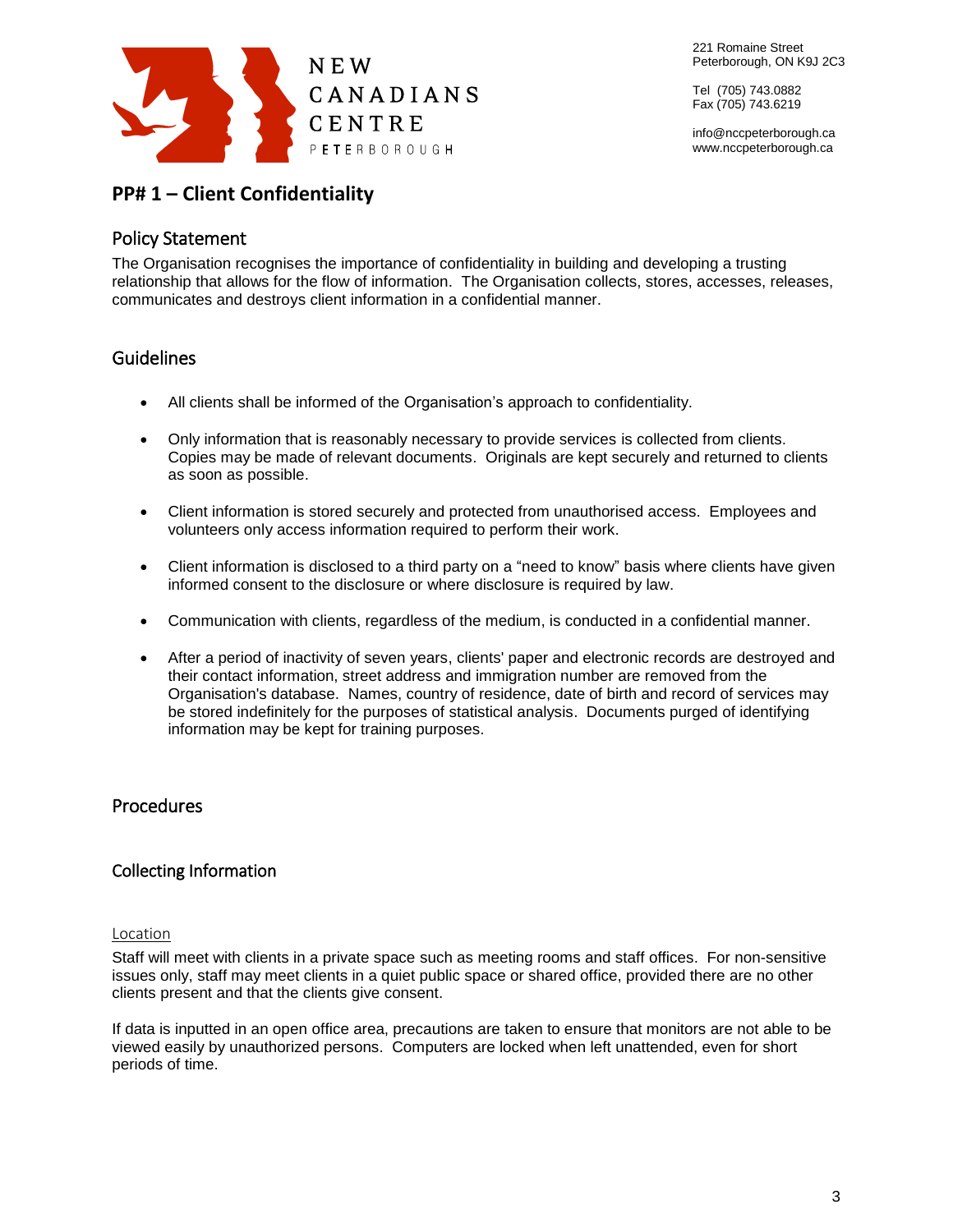## PP# 1 – Client Confidentiality

### Policy Statement

The Organisation recognises the importance of confidentiality in building and developing a trusting relationship that allows for the flow of information. The Organisation collects, stores, accesses, releases, communicates and destroys client information in a confidential manner.

### Guidelines

- All clients shall be informed of the Organisation's approach to confidentiality.
- Only information that is reasonably necessary to provide services is collected from clients. Copies may be made of relevant documents. Originals are kept securely and returned to clients as soon as possible.
- Client information is stored securely and protected from unauthorised access. Employees and volunteers only access information required to perform their work.
- Client information is disclosed to a third party on a "need to know" basis where clients have given informed consent to the disclosure or where disclosure is required by law.
- Communication with clients, regardless of the medium, is conducted in a confidential manner.
- After a period of inactivity of seven years, clients' paper and electronic records are destroyed and their contact information, street address and immigration number are removed from the Organisation's database. Names, country of residence, date of birth and record of services may be stored indefinitely for the purposes of statistical analysis. Documents purged of identifying information may be kept for training purposes.

### Procedures

### Collecting Information

#### Location

Staff will meet with clients in a private space such as meeting rooms and staff offices. For non-sensitive issues only, staff may meet clients in a quiet public space or shared office, provided there are no other clients present and that the clients give consent.

If data is inputted in an open office area, precautions are taken to ensure that monitors are not able to be viewed easily by unauthorized persons. Computers are locked when left unattended, even for short periods of time.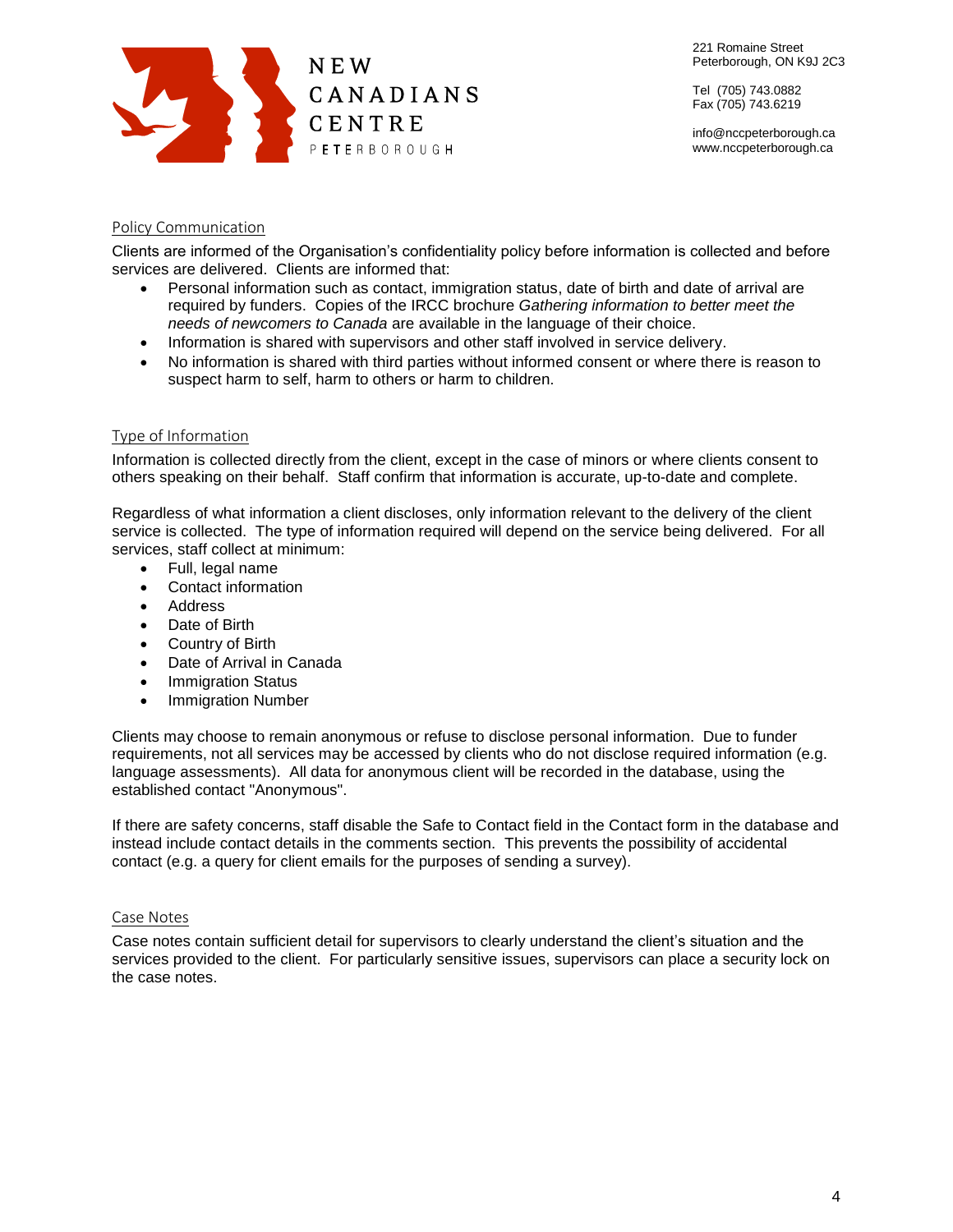### Policy Communication

Clients are informed of the Organisation's confidentiality policy before information is collected and before services are delivered. Clients are informed that:

- Personal information such as contact, immigration status, date of birth and date of arrival are required by funders. Copies of the IRCC brochure *Gathering information to better meet the needs of newcomers to Canada* are available in the language of their choice.
- Information is shared with supervisors and other staff involved in service delivery.
- No information is shared with third parties without informed consent or where there is reason to suspect harm to self, harm to others or harm to children.

### Type of Information

Information is collected directly from the client, except in the case of minors or where clients consent to others speaking on their behalf. Staff confirm that information is accurate, up-to-date and complete.

Regardless of what information a client discloses, only information relevant to the delivery of the client service is collected. The type of information required will depend on the service being delivered. For all services, staff collect at minimum:

- Full, legal name
- Contact information
- Address
- Date of Birth
- Country of Birth
- Date of Arrival in Canada
- Immigration Status
- Immigration Number

Clients may choose to remain anonymous or refuse to disclose personal information. Due to funder requirements, not all services may be accessed by clients who do not disclose required information (e.g. language assessments). All data for anonymous client will be recorded in the database, using the established contact "Anonymous".

If there are safety concerns, staff disable the Safe to Contact field in the Contact form in the database and instead include contact details in the comments section. This prevents the possibility of accidental contact (e.g. a query for client emails for the purposes of sending a survey).

### Case Notes

Case notes contain sufficient detail for supervisors to clearly understand the client's situation and the services provided to the client. For particularly sensitive issues, supervisors can place a security lock on the case notes.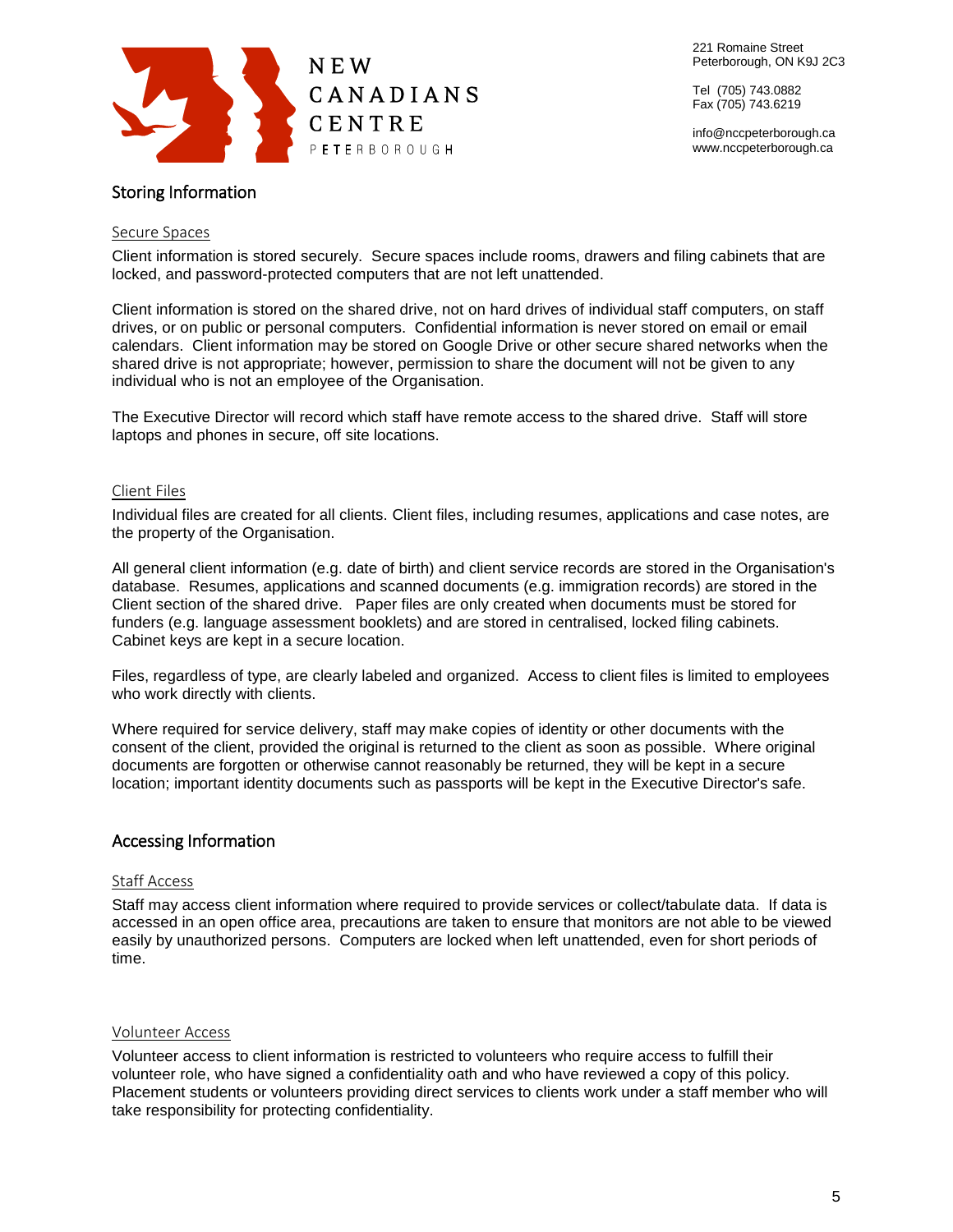## Storing Information

### Secure Spaces

Client information is stored securely. Secure spaces include rooms, drawers and filing cabinets that are locked, and password-protected computers that are not left unattended.

Client information is stored on the shared drive, not on hard drives of individual staff computers, on staff drives, or on public or personal computers. Confidential information is never stored on email or email calendars. Client information may be stored on Google Drive or other secure shared networks when the shared drive is not appropriate; however, permission to share the document will not be given to any individual who is not an employee of the Organisation.

The Executive Director will record which staff have remote access to the shared drive. Staff will store laptops and phones in secure, off site locations.

### Client Files

Individual files are created for all clients. Client files, including resumes, applications and case notes, are the property of the Organisation.

All general client information (e.g. date of birth) and client service records are stored in the Organisation's database. Resumes, applications and scanned documents (e.g. immigration records) are stored in the Client section of the shared drive. Paper files are only created when documents must be stored for funders (e.g. language assessment booklets) and are stored in centralised, locked filing cabinets. Cabinet keys are kept in a secure location.

Files, regardless of type, are clearly labeled and organized. Access to client files is limited to employees who work directly with clients.

Where required for service delivery, staff may make copies of identity or other documents with the consent of the client, provided the original is returned to the client as soon as possible. Where original documents are forgotten or otherwise cannot reasonably be returned, they will be kept in a secure location; important identity documents such as passports will be kept in the Executive Director's safe.

## Accessing Information

### Staff Access

Staff may access client information where required to provide services or collect/tabulate data. If data is accessed in an open office area, precautions are taken to ensure that monitors are not able to be viewed easily by unauthorized persons. Computers are locked when left unattended, even for short periods of time.

### Volunteer Access

Volunteer access to client information is restricted to volunteers who require access to fulfill their volunteer role, who have signed a confidentiality oath and who have reviewed a copy of this policy. Placement students or volunteers providing direct services to clients work under a staff member who will take responsibility for protecting confidentiality.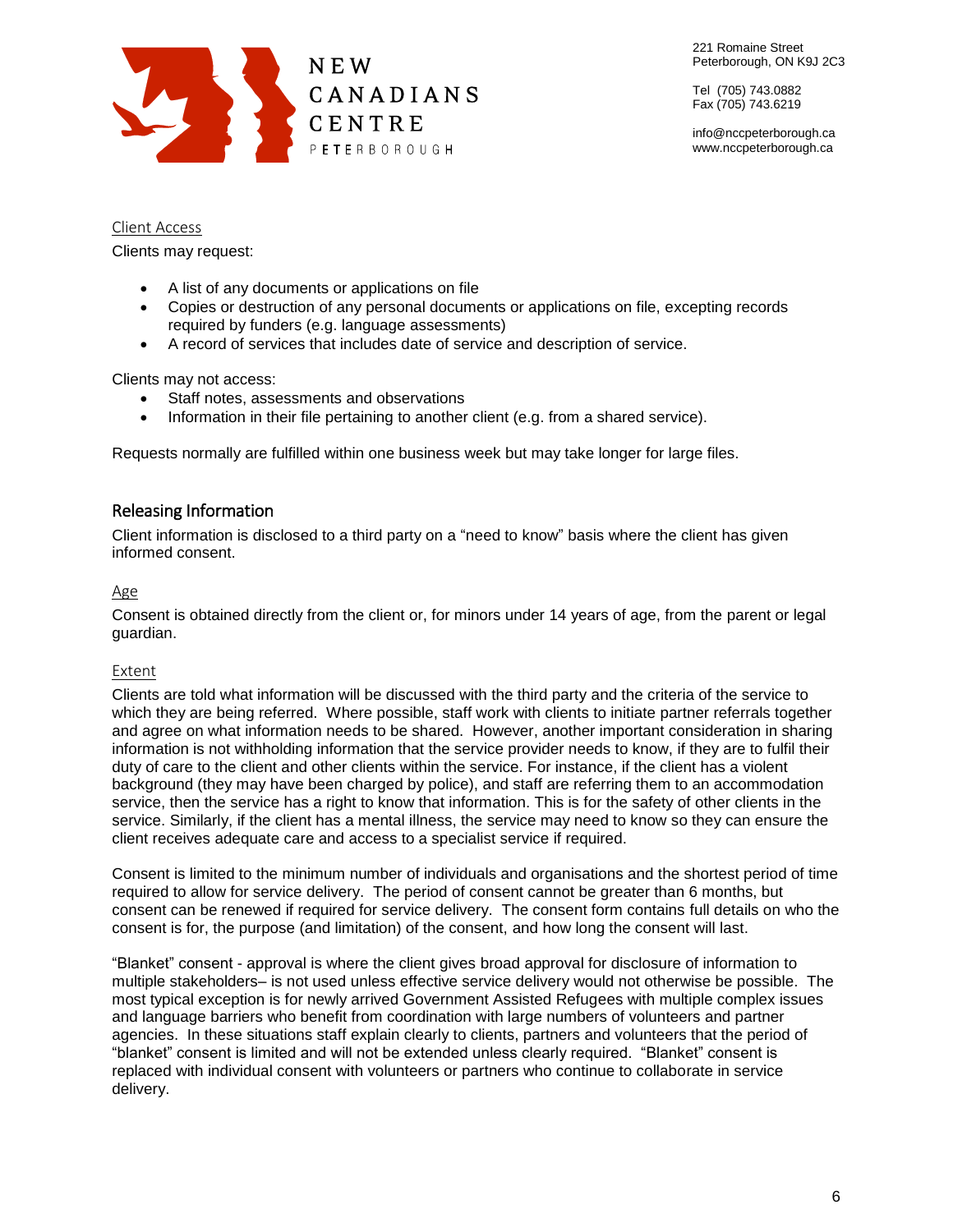### Client Access

Clients may request:

- A list of any documents or applications on file
- Copies or destruction of any personal documents or applications on file, excepting records required by funders (e.g. language assessments)
- A record of services that includes date of service and description of service.

Clients may not access:

- Staff notes, assessments and observations
- Information in their file pertaining to another client (e.g. from a shared service).

Requests normally are fulfilled within one business week but may take longer for large files.

## Releasing Information

Client information is disclosed to a third party on a "need to know" basis where the client has given informed consent.

### Age

Consent is obtained directly from the client or, for minors under 14 years of age, from the parent or legal guardian.

### Extent

Clients are told what information will be discussed with the third party and the criteria of the service to which they are being referred. Where possible, staff work with clients to initiate partner referrals together and agree on what information needs to be shared. However, another important consideration in sharing information is not withholding information that the service provider needs to know, if they are to fulfil their duty of care to the client and other clients within the service. For instance, if the client has a violent background (they may have been charged by police), and staff are referring them to an accommodation service, then the service has a right to know that information. This is for the safety of other clients in the service. Similarly, if the client has a mental illness, the service may need to know so they can ensure the client receives adequate care and access to a specialist service if required.

Consent is limited to the minimum number of individuals and organisations and the shortest period of time required to allow for service delivery. The period of consent cannot be greater than 6 months, but consent can be renewed if required for service delivery. The consent form contains full details on who the consent is for, the purpose (and limitation) of the consent, and how long the consent will last.

"Blanket" consent - approval is where the client gives broad approval for disclosure of information to multiple stakeholders– is not used unless effective service delivery would not otherwise be possible. The most typical exception is for newly arrived Government Assisted Refugees with multiple complex issues and language barriers who benefit from coordination with large numbers of volunteers and partner agencies. In these situations staff explain clearly to clients, partners and volunteers that the period of "blanket" consent is limited and will not be extended unless clearly required. "Blanket" consent is replaced with individual consent with volunteers or partners who continue to collaborate in service delivery.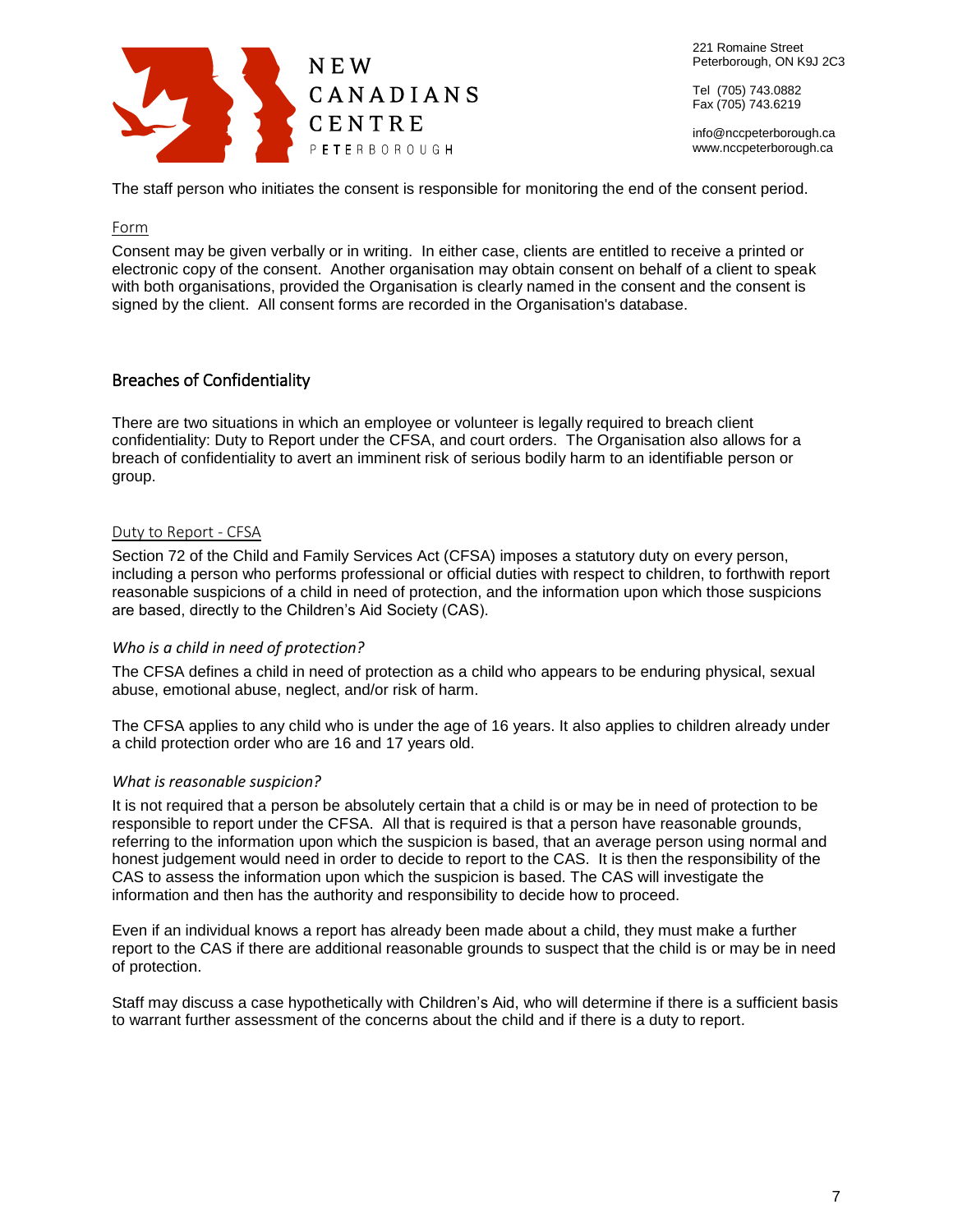The staff person who initiates the consent is responsible for monitoring the end of the consent period.

### Form

Consent may be given verbally or in writing. In either case, clients are entitled to receive a printed or electronic copy of the consent. Another organisation may obtain consent on behalf of a client to speak with both organisations, provided the Organisation is clearly named in the consent and the consent is signed by the client. All consent forms are recorded in the Organisation's database.

## Breaches of Confidentiality

There are two situations in which an employee or volunteer is legally required to breach client confidentiality: Duty to Report under the CFSA, and court orders. The Organisation also allows for a breach of confidentiality to avert an imminent risk of serious bodily harm to an identifiable person or group.

### Duty to Report - CFSA

Section 72 of the Child and Family Services Act (CFSA) imposes a statutory duty on every person, including a person who performs professional or official duties with respect to children, to forthwith report reasonable suspicions of a child in need of protection, and the information upon which those suspicions are based, directly to the Children's Aid Society (CAS).

#### *Who is a child in need of protection?*

The CFSA defines a child in need of protection as a child who appears to be enduring physical, sexual abuse, emotional abuse, neglect, and/or risk of harm.

The CFSA applies to any child who is under the age of 16 years. It also applies to children already under a child protection order who are 16 and 17 years old.

#### *What is reasonable suspicion?*

It is not required that a person be absolutely certain that a child is or may be in need of protection to be responsible to report under the CFSA. All that is required is that a person have reasonable grounds, referring to the information upon which the suspicion is based, that an average person using normal and honest judgement would need in order to decide to report to the CAS. It is then the responsibility of the CAS to assess the information upon which the suspicion is based. The CAS will investigate the information and then has the authority and responsibility to decide how to proceed.

Even if an individual knows a report has already been made about a child, they must make a further report to the CAS if there are additional reasonable grounds to suspect that the child is or may be in need of protection.

Staff may discuss a case hypothetically with Children's Aid, who will determine if there is a sufficient basis to warrant further assessment of the concerns about the child and if there is a duty to report.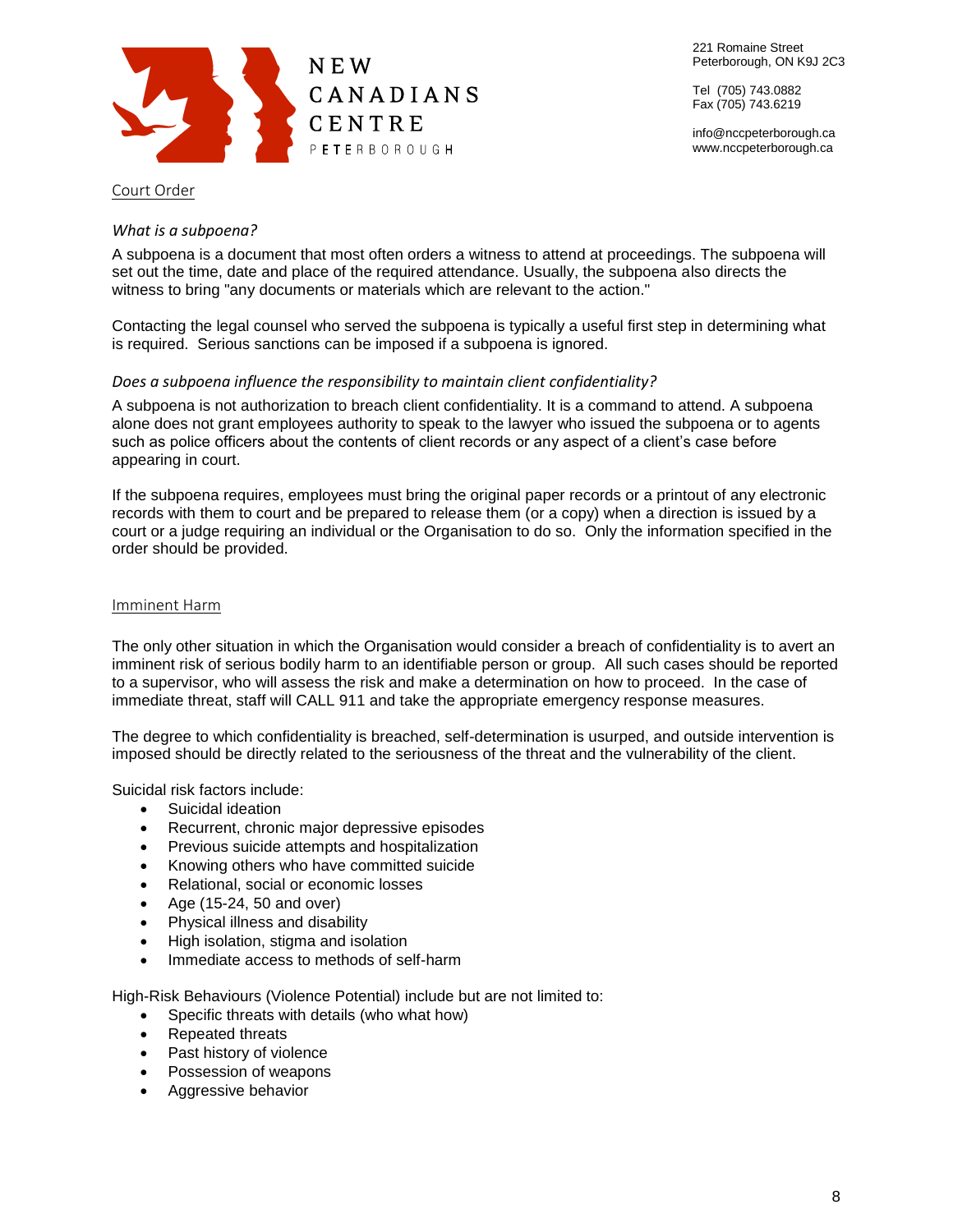## Court Order

### *What is a subpoena?*

A subpoena is a document that most often orders a witness to attend at proceedings. The subpoena will set out the time, date and place of the required attendance. Usually, the subpoena also directs the witness to bring "any documents or materials which are relevant to the action."

Contacting the legal counsel who served the subpoena is typically a useful first step in determining what is required. Serious sanctions can be imposed if a subpoena is ignored.

### *Does a subpoena influence the responsibility to maintain client confidentiality?*

A subpoena is not authorization to breach client confidentiality. It is a command to attend. A subpoena alone does not grant employees authority to speak to the lawyer who issued the subpoena or to agents such as police officers about the contents of client records or any aspect of a client's case before appearing in court.

If the subpoena requires, employees must bring the original paper records or a printout of any electronic records with them to court and be prepared to release them (or a copy) when a direction is issued by a court or a judge requiring an individual or the Organisation to do so. Only the information specified in the order should be provided.

## Imminent Harm

The only other situation in which the Organisation would consider a breach of confidentiality is to avert an imminent risk of serious bodily harm to an identifiable person or group. All such cases should be reported to a supervisor, who will assess the risk and make a determination on how to proceed. In the case of immediate threat, staff will CALL 911 and take the appropriate emergency response measures.

The degree to which confidentiality is breached, self-determination is usurped, and outside intervention is imposed should be directly related to the seriousness of the threat and the vulnerability of the client.

Suicidal risk factors include:

- Suicidal ideation
- Recurrent, chronic major depressive episodes
- Previous suicide attempts and hospitalization
- Knowing others who have committed suicide
- Relational, social or economic losses
- Age (15-24, 50 and over)
- Physical illness and disability
- High isolation, stigma and isolation
- Immediate access to methods of self-harm

High-Risk Behaviours (Violence Potential) include but are not limited to:

- Specific threats with details (who what how)
- Repeated threats
- Past history of violence
- Possession of weapons
- Aggressive behavior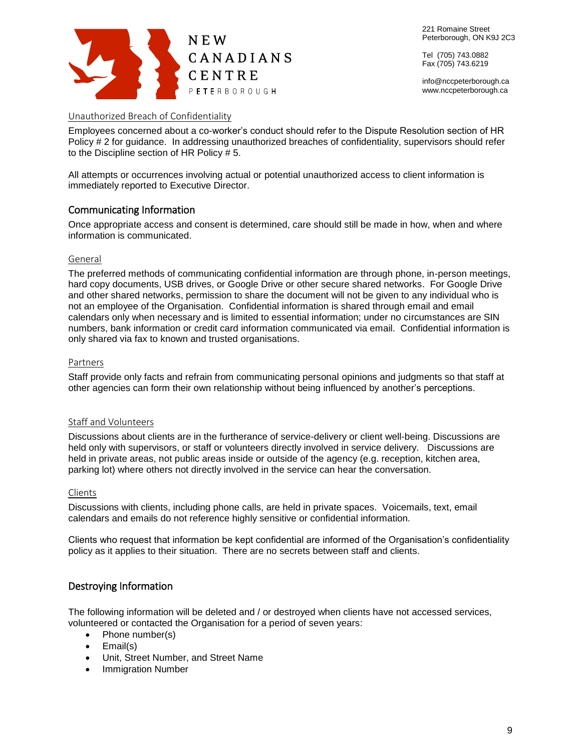### Unauthorized Breach of Confidentiality

Employees concerned about a co-worker's conduct should refer to the Dispute Resolution section of HR Policy # 2 for guidance. In addressing unauthorized breaches of confidentiality, supervisors should refer to the Discipline section of HR Policy # 5.

All attempts or occurrences involving actual or potential unauthorized access to client information is immediately reported to Executive Director.

## Communicating Information

Once appropriate access and consent is determined, care should still be made in how, when and where information is communicated.

### General

The preferred methods of communicating confidential information are through phone, in-person meetings, hard copy documents, USB drives, or Google Drive or other secure shared networks. For Google Drive and other shared networks, permission to share the document will not be given to any individual who is not an employee of the Organisation. Confidential information is shared through email and email calendars only when necessary and is limited to essential information; under no circumstances are SIN numbers, bank information or credit card information communicated via email. Confidential information is only shared via fax to known and trusted organisations.

### Partners

Staff provide only facts and refrain from communicating personal opinions and judgments so that staff at other agencies can form their own relationship without being influenced by another's perceptions.

### Staff and Volunteers

Discussions about clients are in the furtherance of service-delivery or client well-being. Discussions are held only with supervisors, or staff or volunteers directly involved in service delivery. Discussions are held in private areas, not public areas inside or outside of the agency (e.g. reception, kitchen area, parking lot) where others not directly involved in the service can hear the conversation.

### Clients

Discussions with clients, including phone calls, are held in private spaces. Voicemails, text, email calendars and emails do not reference highly sensitive or confidential information.

Clients who request that information be kept confidential are informed of the Organisation's confidentiality policy as it applies to their situation. There are no secrets between staff and clients.

## Destroying Information

The following information will be deleted and / or destroyed when clients have not accessed services, volunteered or contacted the Organisation for a period of seven years:

- Phone number(s)
- Email(s)
- Unit, Street Number, and Street Name
- Immigration Number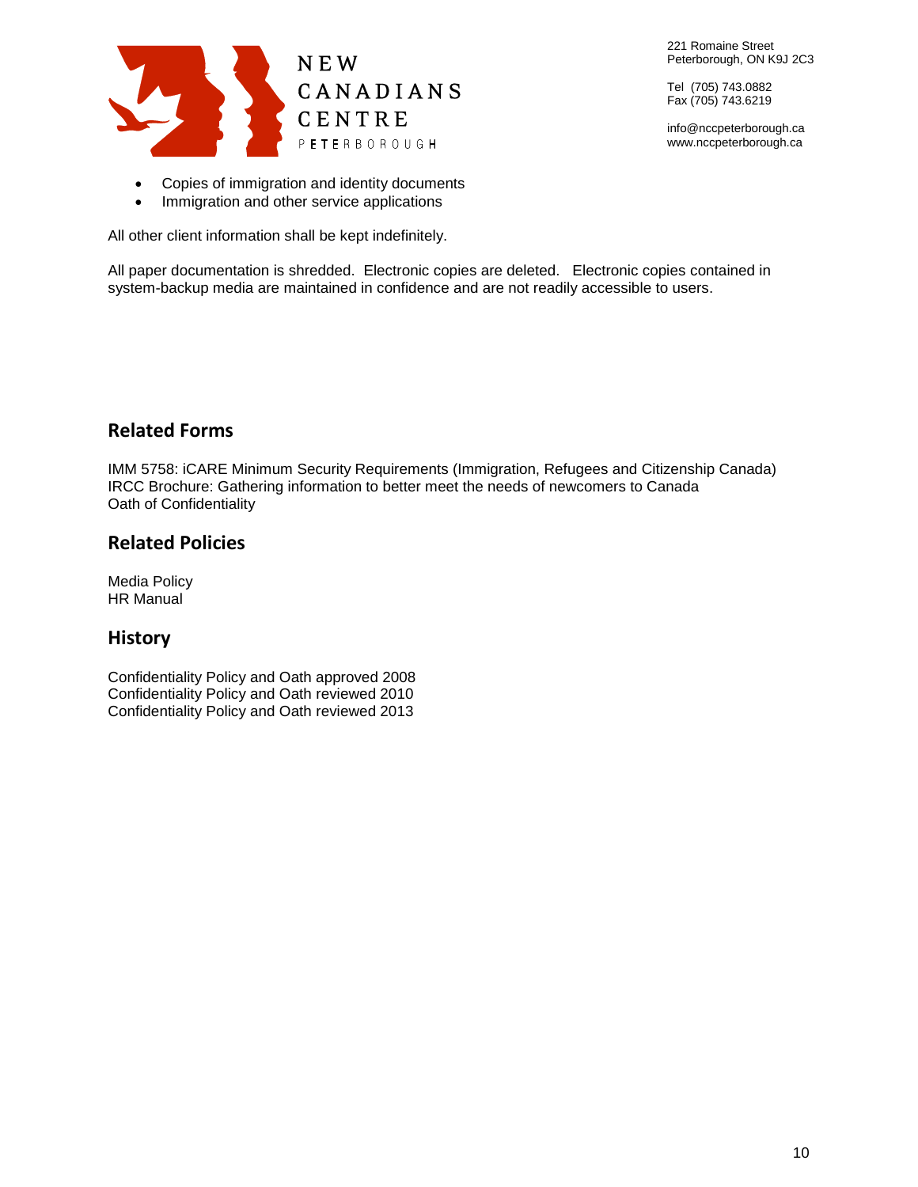- Copies of immigration and identity documents
- Immigration and other service applications

All other client information shall be kept indefinitely.

All paper documentation is shredded. Electronic copies are deleted. Electronic copies contained in system-backup media are maintained in confidence and are not readily accessible to users.

## Related Forms

IMM 5758: iCARE Minimum Security Requirements (Immigration, Refugees and Citizenship Canada)
IRCC Brochure: Gathering information to better meet the needs of newcomers to Canada
Oath of Confidentiality

## Related Policies

Media Policy
HR Manual

## History

Confidentiality Policy and Oath approved 2008
Confidentiality Policy and Oath reviewed 2010
Confidentiality Policy and Oath reviewed 2013